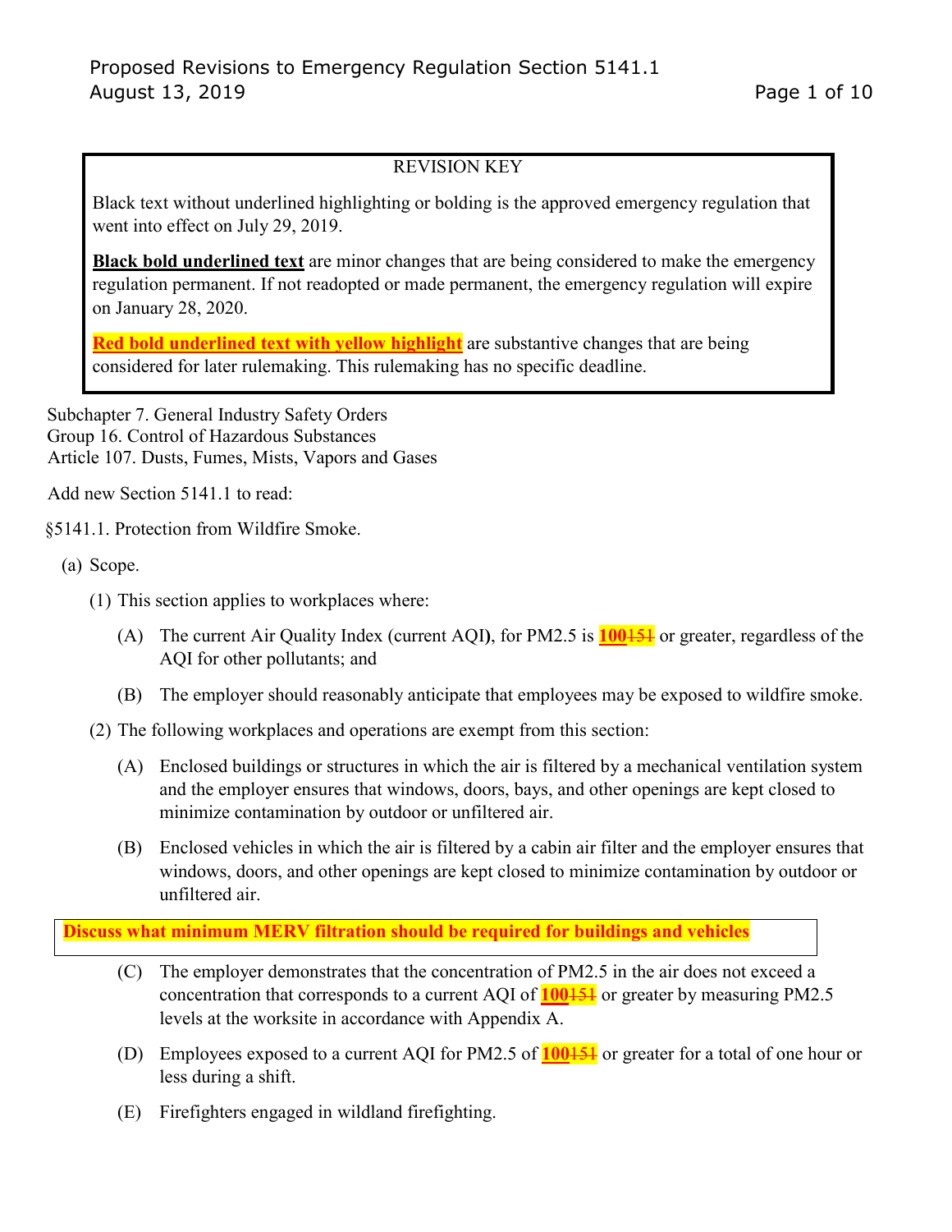Proposed Revisions to Emergency Regulation Section 5141.1
August 13, 2019

REVISION KEY

Black text without underlined highlighting or bolding is the approved emergency regulation that went into effect on July 29, 2019.

**Black bold underlined text** are minor changes that are being considered to make the emergency regulation permanent. If not readopted or made permanent, the emergency regulation will expire on January 28, 2020.

**Red bold underlined text with yellow highlight** are substantive changes that are being considered for later rulemaking. This rulemaking has no specific deadline.

Subchapter 7. General Industry Safety Orders
Group 16. Control of Hazardous Substances
Article 107. Dusts, Fumes, Mists, Vapors and Gases

Add new Section 5141.1 to read:

§5141.1. Protection from Wildfire Smoke.

(a) Scope.

(1) This section applies to workplaces where:

(A) The current Air Quality Index (current AQI), for PM2.5 is **100**~~151~~ or greater, regardless of the AQI for other pollutants; and

(B) The employer should reasonably anticipate that employees may be exposed to wildfire smoke.

(2) The following workplaces and operations are exempt from this section:

(A) Enclosed buildings or structures in which the air is filtered by a mechanical ventilation system and the employer ensures that windows, doors, bays, and other openings are kept closed to minimize contamination by outdoor or unfiltered air.

(B) Enclosed vehicles in which the air is filtered by a cabin air filter and the employer ensures that windows, doors, and other openings are kept closed to minimize contamination by outdoor or unfiltered air.

**Discuss what minimum MERV filtration should be required for buildings and vehicles**

(C) The employer demonstrates that the concentration of PM2.5 in the air does not exceed a concentration that corresponds to a current AQI of **100**~~151~~ or greater by measuring PM2.5 levels at the worksite in accordance with Appendix A.

(D) Employees exposed to a current AQI for PM2.5 of **100**~~151~~ or greater for a total of one hour or less during a shift.

(E) Firefighters engaged in wildland firefighting.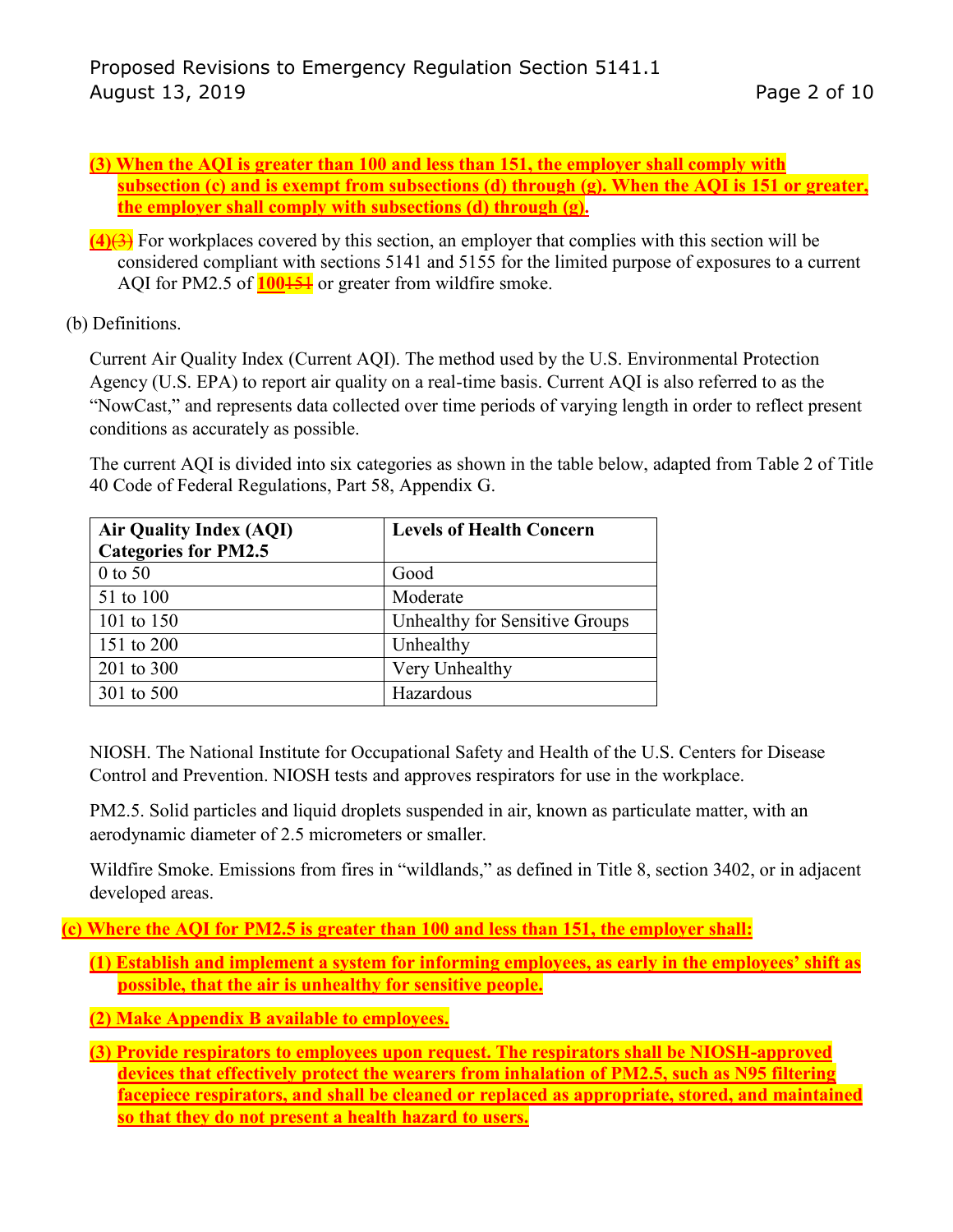**(3) When the AQI is greater than 100 and less than 151, the employer shall comply with subsection (c) and is exempt from subsections (d) through (g). When the AQI is 151 or greater, the employer shall comply with subsections (d) through (g).**

**(4)**~~(3)~~ For workplaces covered by this section, an employer that complies with this section will be considered compliant with sections 5141 and 5155 for the limited purpose of exposures to a current AQI for PM2.5 of **100**~~151~~ or greater from wildfire smoke.

(b) Definitions.

Current Air Quality Index (Current AQI). The method used by the U.S. Environmental Protection Agency (U.S. EPA) to report air quality on a real-time basis. Current AQI is also referred to as the "NowCast," and represents data collected over time periods of varying length in order to reflect present conditions as accurately as possible.

The current AQI is divided into six categories as shown in the table below, adapted from Table 2 of Title 40 Code of Federal Regulations, Part 58, Appendix G.

| Air Quality Index (AQI) Categories for PM2.5 | Levels of Health Concern |
|---|---|
| 0 to 50 | Good |
| 51 to 100 | Moderate |
| 101 to 150 | Unhealthy for Sensitive Groups |
| 151 to 200 | Unhealthy |
| 201 to 300 | Very Unhealthy |
| 301 to 500 | Hazardous |

NIOSH. The National Institute for Occupational Safety and Health of the U.S. Centers for Disease Control and Prevention. NIOSH tests and approves respirators for use in the workplace.

PM2.5. Solid particles and liquid droplets suspended in air, known as particulate matter, with an aerodynamic diameter of 2.5 micrometers or smaller.

Wildfire Smoke. Emissions from fires in "wildlands," as defined in Title 8, section 3402, or in adjacent developed areas.

**(c) Where the AQI for PM2.5 is greater than 100 and less than 151, the employer shall:**

**(1) Establish and implement a system for informing employees, as early in the employees' shift as possible, that the air is unhealthy for sensitive people.**

**(2) Make Appendix B available to employees.**

**(3) Provide respirators to employees upon request. The respirators shall be NIOSH-approved devices that effectively protect the wearers from inhalation of PM2.5, such as N95 filtering facepiece respirators, and shall be cleaned or replaced as appropriate, stored, and maintained so that they do not present a health hazard to users.**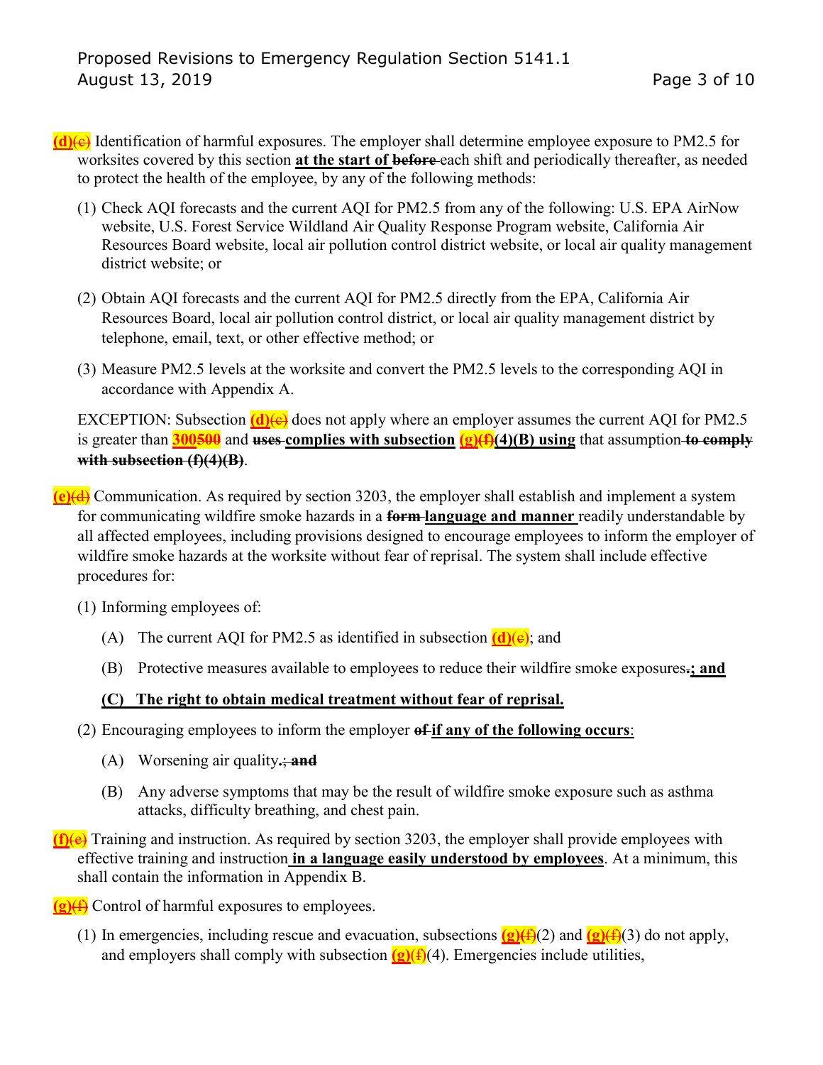**(d)**~~(c)~~ Identification of harmful exposures. The employer shall determine employee exposure to PM2.5 for worksites covered by this section **at the start of** ~~before~~ each shift and periodically thereafter, as needed to protect the health of the employee, by any of the following methods:

(1) Check AQI forecasts and the current AQI for PM2.5 from any of the following: U.S. EPA AirNow website, U.S. Forest Service Wildland Air Quality Response Program website, California Air Resources Board website, local air pollution control district website, or local air quality management district website; or

(2) Obtain AQI forecasts and the current AQI for PM2.5 directly from the EPA, California Air Resources Board, local air pollution control district, or local air quality management district by telephone, email, text, or other effective method; or

(3) Measure PM2.5 levels at the worksite and convert the PM2.5 levels to the corresponding AQI in accordance with Appendix A.

EXCEPTION: Subsection **(d)**~~(c)~~ does not apply where an employer assumes the current AQI for PM2.5 is greater than **300**~~500~~ and ~~uses~~ **complies with subsection (g)**~~(f)~~**(4)(B) using** that assumption ~~to comply with subsection (f)(4)(B)~~.

**(e)**~~(d)~~ Communication. As required by section 3203, the employer shall establish and implement a system for communicating wildfire smoke hazards in a ~~form~~ **language and manner** readily understandable by all affected employees, including provisions designed to encourage employees to inform the employer of wildfire smoke hazards at the worksite without fear of reprisal. The system shall include effective procedures for:

(1) Informing employees of:

(A) The current AQI for PM2.5 as identified in subsection **(d)**~~(c)~~; and

(B) Protective measures available to employees to reduce their wildfire smoke exposures~~.~~**; and**

**(C) The right to obtain medical treatment without fear of reprisal.**

(2) Encouraging employees to inform the employer ~~of~~ **if any of the following occurs**:

(A) Worsening air quality**.**~~; and~~

(B) Any adverse symptoms that may be the result of wildfire smoke exposure such as asthma attacks, difficulty breathing, and chest pain.

**(f)**~~(e)~~ Training and instruction. As required by section 3203, the employer shall provide employees with effective training and instruction **in a language easily understood by employees**. At a minimum, this shall contain the information in Appendix B.

**(g)**~~(f)~~ Control of harmful exposures to employees.

(1) In emergencies, including rescue and evacuation, subsections **(g)**~~(f)~~(2) and **(g)**~~(f)~~(3) do not apply, and employers shall comply with subsection **(g)**~~(f)~~(4). Emergencies include utilities,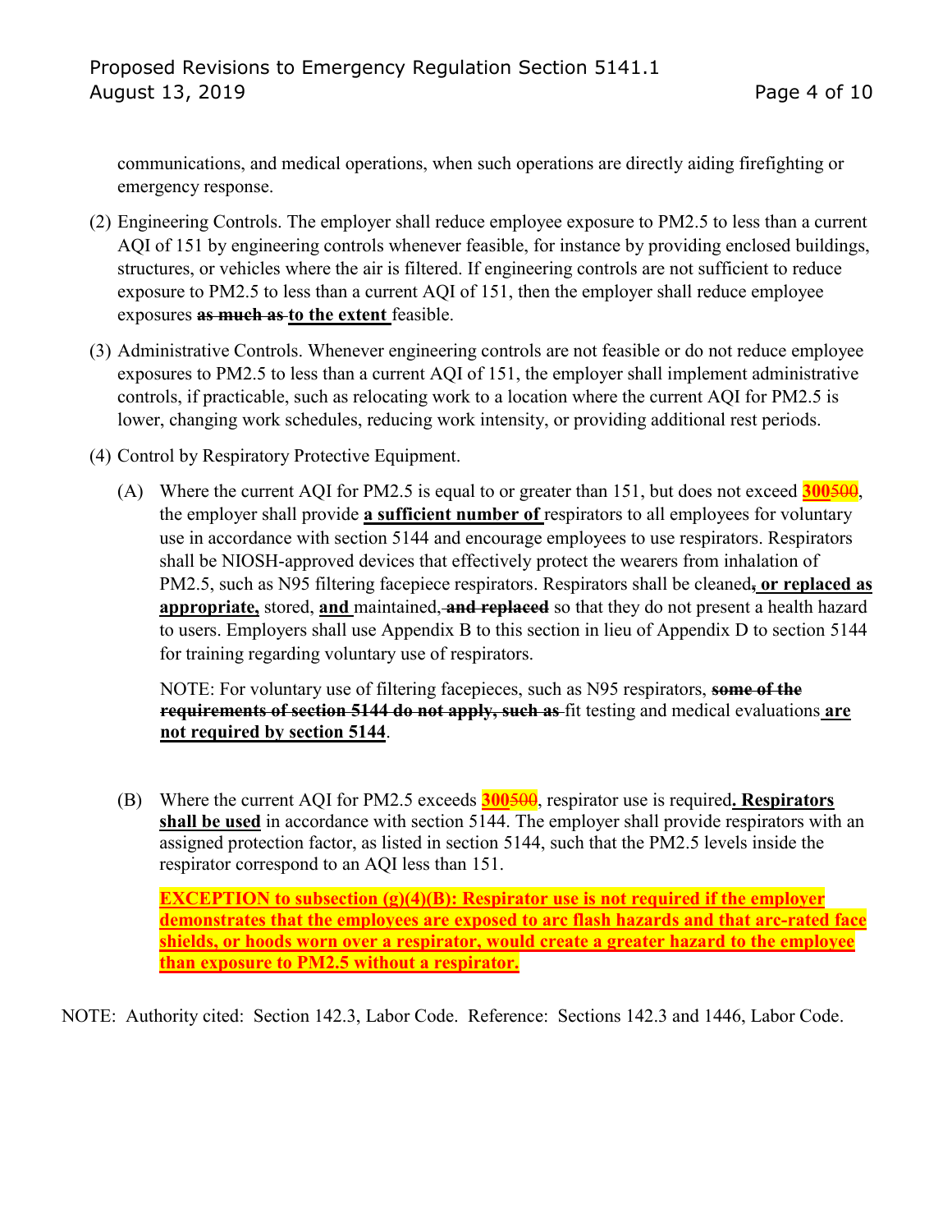communications, and medical operations, when such operations are directly aiding firefighting or emergency response.

(2) Engineering Controls. The employer shall reduce employee exposure to PM2.5 to less than a current AQI of 151 by engineering controls whenever feasible, for instance by providing enclosed buildings, structures, or vehicles where the air is filtered. If engineering controls are not sufficient to reduce exposure to PM2.5 to less than a current AQI of 151, then the employer shall reduce employee exposures ~~as much as~~ **to the extent** feasible.

(3) Administrative Controls. Whenever engineering controls are not feasible or do not reduce employee exposures to PM2.5 to less than a current AQI of 151, the employer shall implement administrative controls, if practicable, such as relocating work to a location where the current AQI for PM2.5 is lower, changing work schedules, reducing work intensity, or providing additional rest periods.

(4) Control by Respiratory Protective Equipment.

(A) Where the current AQI for PM2.5 is equal to or greater than 151, but does not exceed **300**~~500~~, the employer shall provide **a sufficient number of** respirators to all employees for voluntary use in accordance with section 5144 and encourage employees to use respirators. Respirators shall be NIOSH-approved devices that effectively protect the wearers from inhalation of PM2.5, such as N95 filtering facepiece respirators. Respirators shall be cleaned**, or replaced as appropriate,** stored, **and** maintained~~, and replaced~~ so that they do not present a health hazard to users. Employers shall use Appendix B to this section in lieu of Appendix D to section 5144 for training regarding voluntary use of respirators.

NOTE: For voluntary use of filtering facepieces, such as N95 respirators, ~~some of the requirements of section 5144 do not apply, such as~~ fit testing and medical evaluations **are not required by section 5144**.

(B) Where the current AQI for PM2.5 exceeds **300**~~500~~, respirator use is required**. Respirators shall be used** in accordance with section 5144. The employer shall provide respirators with an assigned protection factor, as listed in section 5144, such that the PM2.5 levels inside the respirator correspond to an AQI less than 151.

**EXCEPTION to subsection (g)(4)(B): Respirator use is not required if the employer demonstrates that the employees are exposed to arc flash hazards and that arc-rated face shields, or hoods worn over a respirator, would create a greater hazard to the employee than exposure to PM2.5 without a respirator.**

NOTE: Authority cited: Section 142.3, Labor Code. Reference: Sections 142.3 and 1446, Labor Code.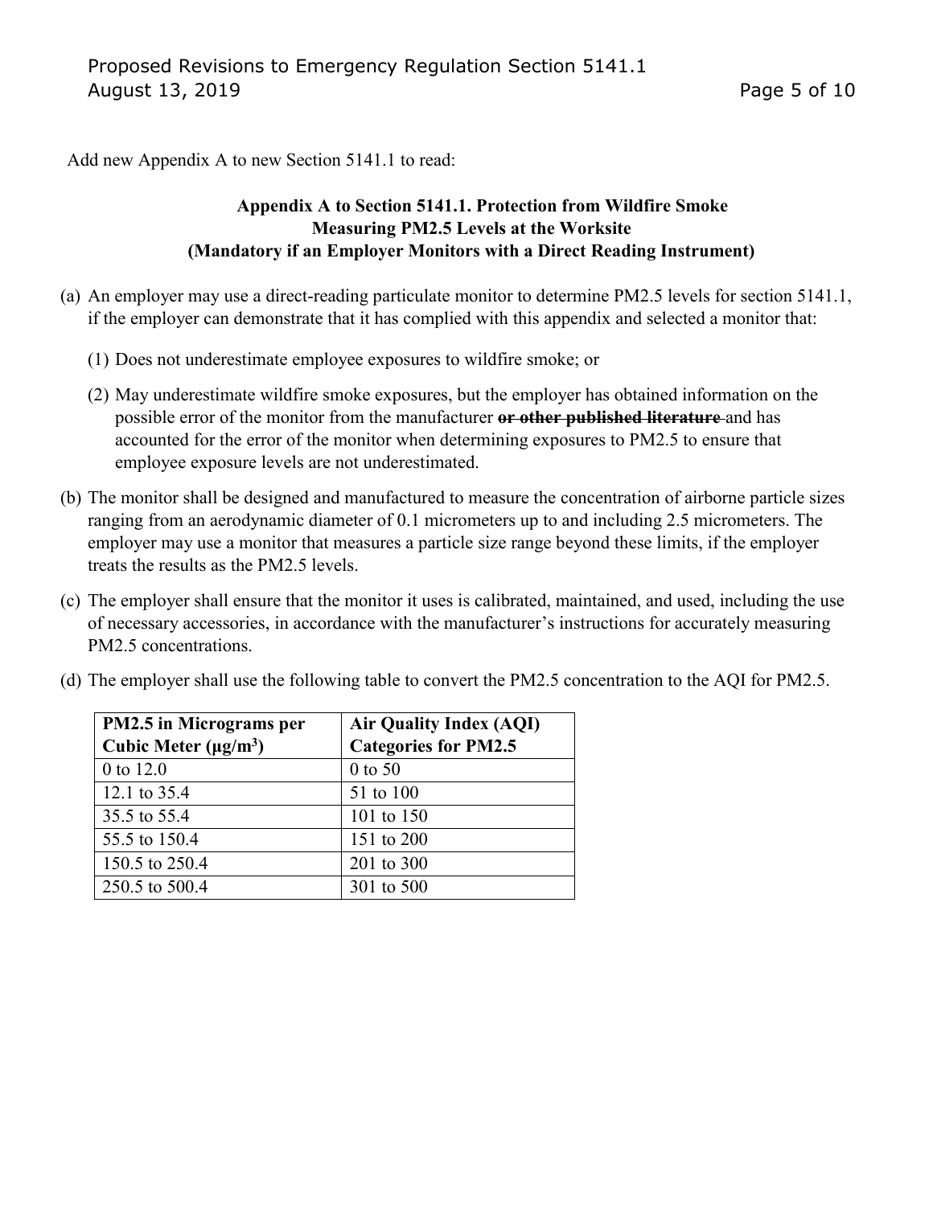Add new Appendix A to new Section 5141.1 to read:

**Appendix A to Section 5141.1. Protection from Wildfire Smoke**
**Measuring PM2.5 Levels at the Worksite**
**(Mandatory if an Employer Monitors with a Direct Reading Instrument)**

(a) An employer may use a direct-reading particulate monitor to determine PM2.5 levels for section 5141.1, if the employer can demonstrate that it has complied with this appendix and selected a monitor that:

(1) Does not underestimate employee exposures to wildfire smoke; or

(2) May underestimate wildfire smoke exposures, but the employer has obtained information on the possible error of the monitor from the manufacturer ~~**or other published literature**~~ and has accounted for the error of the monitor when determining exposures to PM2.5 to ensure that employee exposure levels are not underestimated.

(b) The monitor shall be designed and manufactured to measure the concentration of airborne particle sizes ranging from an aerodynamic diameter of 0.1 micrometers up to and including 2.5 micrometers. The employer may use a monitor that measures a particle size range beyond these limits, if the employer treats the results as the PM2.5 levels.

(c) The employer shall ensure that the monitor it uses is calibrated, maintained, and used, including the use of necessary accessories, in accordance with the manufacturer's instructions for accurately measuring PM2.5 concentrations.

(d) The employer shall use the following table to convert the PM2.5 concentration to the AQI for PM2.5.

| PM2.5 in Micrograms per Cubic Meter (µg/m$^3$) | Air Quality Index (AQI) Categories for PM2.5 |
|---|---|
| 0 to 12.0 | 0 to 50 |
| 12.1 to 35.4 | 51 to 100 |
| 35.5 to 55.4 | 101 to 150 |
| 55.5 to 150.4 | 151 to 200 |
| 150.5 to 250.4 | 201 to 300 |
| 250.5 to 500.4 | 301 to 500 |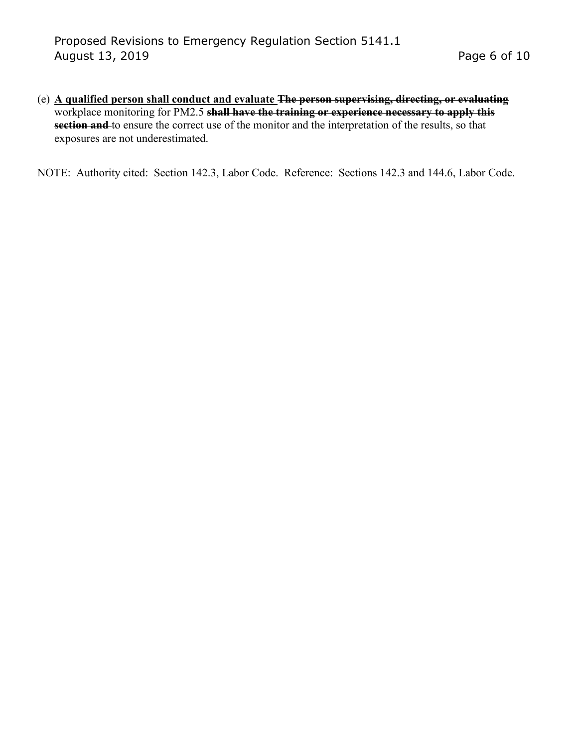(e) **<u>A qualified person shall conduct and evaluate</u>** ~~**The person supervising, directing, or evaluating**~~ workplace monitoring for PM2.5 ~~**shall have the training or experience necessary to apply this section and**~~ to ensure the correct use of the monitor and the interpretation of the results, so that exposures are not underestimated.

NOTE: Authority cited: Section 142.3, Labor Code. Reference: Sections 142.3 and 144.6, Labor Code.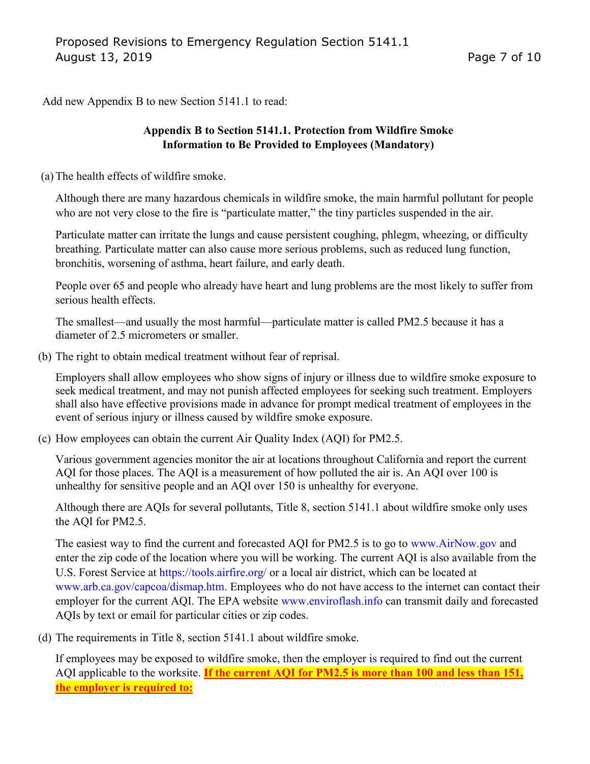Add new Appendix B to new Section 5141.1 to read:

**Appendix B to Section 5141.1. Protection from Wildfire Smoke Information to Be Provided to Employees (Mandatory)**

(a) The health effects of wildfire smoke.

Although there are many hazardous chemicals in wildfire smoke, the main harmful pollutant for people who are not very close to the fire is "particulate matter," the tiny particles suspended in the air.

Particulate matter can irritate the lungs and cause persistent coughing, phlegm, wheezing, or difficulty breathing. Particulate matter can also cause more serious problems, such as reduced lung function, bronchitis, worsening of asthma, heart failure, and early death.

People over 65 and people who already have heart and lung problems are the most likely to suffer from serious health effects.

The smallest—and usually the most harmful—particulate matter is called PM2.5 because it has a diameter of 2.5 micrometers or smaller.

(b) The right to obtain medical treatment without fear of reprisal.

Employers shall allow employees who show signs of injury or illness due to wildfire smoke exposure to seek medical treatment, and may not punish affected employees for seeking such treatment. Employers shall also have effective provisions made in advance for prompt medical treatment of employees in the event of serious injury or illness caused by wildfire smoke exposure.

(c) How employees can obtain the current Air Quality Index (AQI) for PM2.5.

Various government agencies monitor the air at locations throughout California and report the current AQI for those places. The AQI is a measurement of how polluted the air is. An AQI over 100 is unhealthy for sensitive people and an AQI over 150 is unhealthy for everyone.

Although there are AQIs for several pollutants, Title 8, section 5141.1 about wildfire smoke only uses the AQI for PM2.5.

The easiest way to find the current and forecasted AQI for PM2.5 is to go to www.AirNow.gov and enter the zip code of the location where you will be working. The current AQI is also available from the U.S. Forest Service at https://tools.airfire.org/ or a local air district, which can be located at www.arb.ca.gov/capcoa/dismap.htm. Employees who do not have access to the internet can contact their employer for the current AQI. The EPA website www.enviroflash.info can transmit daily and forecasted AQIs by text or email for particular cities or zip codes.

(d) The requirements in Title 8, section 5141.1 about wildfire smoke.

If employees may be exposed to wildfire smoke, then the employer is required to find out the current AQI applicable to the worksite. **If the current AQI for PM2.5 is more than 100 and less than 151, the employer is required to:**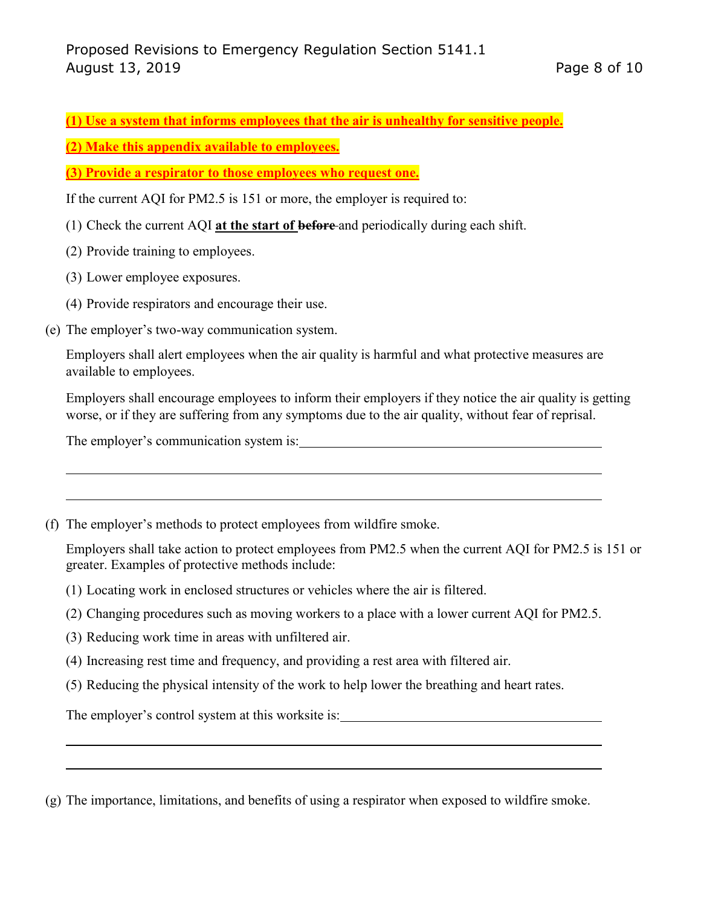**(1) Use a system that informs employees that the air is unhealthy for sensitive people.**

**(2) Make this appendix available to employees.**

**(3) Provide a respirator to those employees who request one.**

If the current AQI for PM2.5 is 151 or more, the employer is required to:

(1) Check the current AQI **at the start of** ~~before~~ and periodically during each shift.

(2) Provide training to employees.

(3) Lower employee exposures.

(4) Provide respirators and encourage their use.

(e) The employer's two-way communication system.

Employers shall alert employees when the air quality is harmful and what protective measures are available to employees.

Employers shall encourage employees to inform their employers if they notice the air quality is getting worse, or if they are suffering from any symptoms due to the air quality, without fear of reprisal.

The employer's communication system is:\_\_\_\_\_\_\_\_\_\_\_\_\_\_\_\_\_\_\_\_\_\_\_\_\_\_\_\_\_\_\_\_\_\_\_\_\_\_\_\_

\_\_\_\_\_\_\_\_\_\_\_\_\_\_\_\_\_\_\_\_\_\_\_\_\_\_\_\_\_\_\_\_\_\_\_\_\_\_\_\_\_\_\_\_\_\_\_\_\_\_\_\_\_\_\_\_\_\_\_\_\_\_\_\_\_\_\_\_\_\_

\_\_\_\_\_\_\_\_\_\_\_\_\_\_\_\_\_\_\_\_\_\_\_\_\_\_\_\_\_\_\_\_\_\_\_\_\_\_\_\_\_\_\_\_\_\_\_\_\_\_\_\_\_\_\_\_\_\_\_\_\_\_\_\_\_\_\_\_\_\_

(f) The employer's methods to protect employees from wildfire smoke.

Employers shall take action to protect employees from PM2.5 when the current AQI for PM2.5 is 151 or greater. Examples of protective methods include:

(1) Locating work in enclosed structures or vehicles where the air is filtered.

(2) Changing procedures such as moving workers to a place with a lower current AQI for PM2.5.

(3) Reducing work time in areas with unfiltered air.

(4) Increasing rest time and frequency, and providing a rest area with filtered air.

(5) Reducing the physical intensity of the work to help lower the breathing and heart rates.

The employer's control system at this worksite is:\_\_\_\_\_\_\_\_\_\_\_\_\_\_\_\_\_\_\_\_\_\_\_\_\_\_\_\_\_\_\_\_\_\_\_\_\_\_

\_\_\_\_\_\_\_\_\_\_\_\_\_\_\_\_\_\_\_\_\_\_\_\_\_\_\_\_\_\_\_\_\_\_\_\_\_\_\_\_\_\_\_\_\_\_\_\_\_\_\_\_\_\_\_\_\_\_\_\_\_\_\_\_\_\_\_\_\_\_

\_\_\_\_\_\_\_\_\_\_\_\_\_\_\_\_\_\_\_\_\_\_\_\_\_\_\_\_\_\_\_\_\_\_\_\_\_\_\_\_\_\_\_\_\_\_\_\_\_\_\_\_\_\_\_\_\_\_\_\_\_\_\_\_\_\_\_\_\_\_

(g) The importance, limitations, and benefits of using a respirator when exposed to wildfire smoke.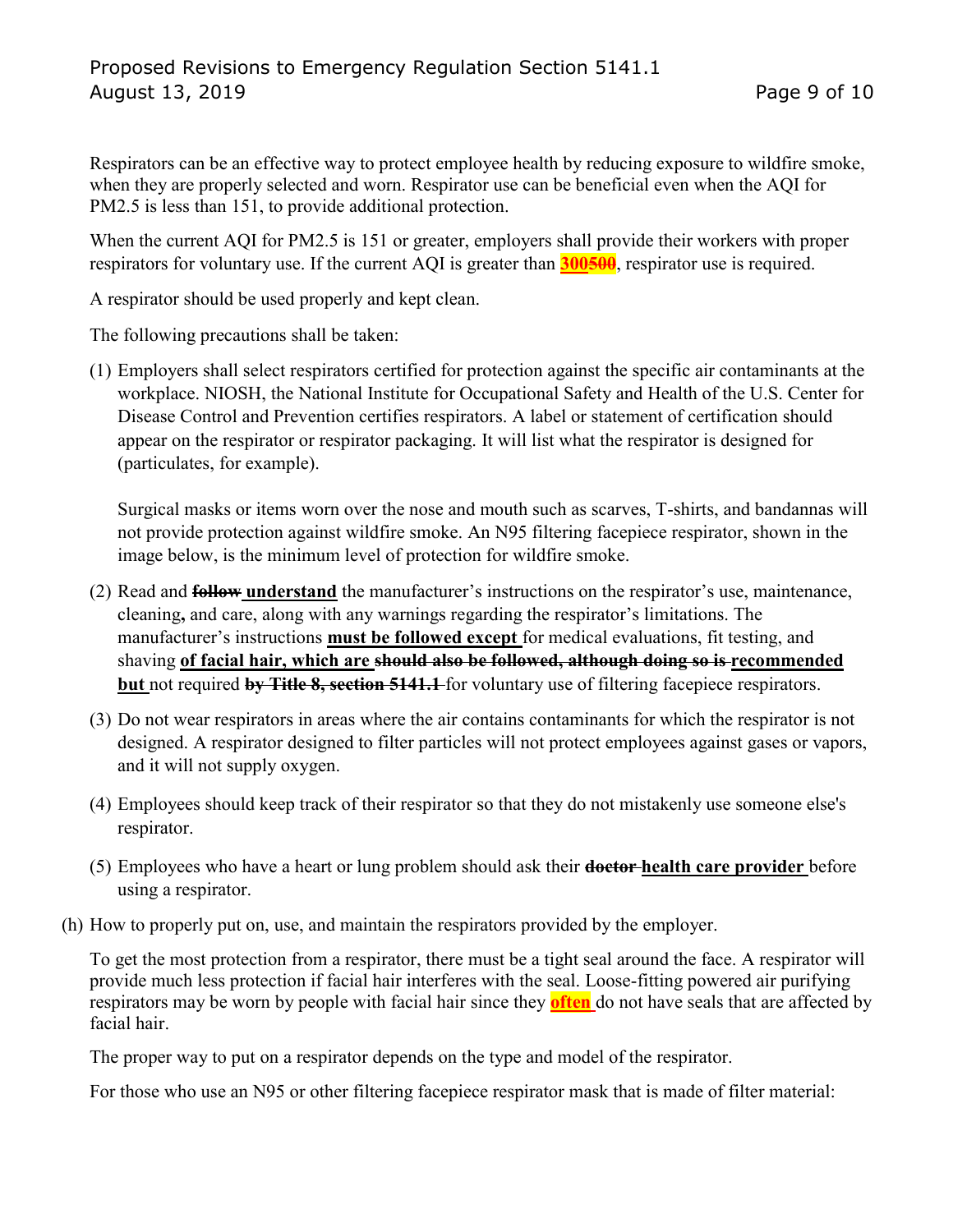Respirators can be an effective way to protect employee health by reducing exposure to wildfire smoke, when they are properly selected and worn. Respirator use can be beneficial even when the AQI for PM2.5 is less than 151, to provide additional protection.

When the current AQI for PM2.5 is 151 or greater, employers shall provide their workers with proper respirators for voluntary use. If the current AQI is greater than <u>**300**</u>~~500~~, respirator use is required.

A respirator should be used properly and kept clean.

The following precautions shall be taken:

(1) Employers shall select respirators certified for protection against the specific air contaminants at the workplace. NIOSH, the National Institute for Occupational Safety and Health of the U.S. Center for Disease Control and Prevention certifies respirators. A label or statement of certification should appear on the respirator or respirator packaging. It will list what the respirator is designed for (particulates, for example).

    Surgical masks or items worn over the nose and mouth such as scarves, T-shirts, and bandannas will not provide protection against wildfire smoke. An N95 filtering facepiece respirator, shown in the image below, is the minimum level of protection for wildfire smoke.

(2) Read and ~~follow~~ <u>**understand**</u> the manufacturer's instructions on the respirator's use, maintenance, cleaning**,** and care, along with any warnings regarding the respirator's limitations. The manufacturer's instructions <u>**must be followed except**</u> for medical evaluations, fit testing, and shaving <u>**of facial hair, which are**</u> ~~should also be followed, although doing so is~~ <u>**recommended but**</u> not required ~~by Title 8, section 5141.1~~ for voluntary use of filtering facepiece respirators.

(3) Do not wear respirators in areas where the air contains contaminants for which the respirator is not designed. A respirator designed to filter particles will not protect employees against gases or vapors, and it will not supply oxygen.

(4) Employees should keep track of their respirator so that they do not mistakenly use someone else's respirator.

(5) Employees who have a heart or lung problem should ask their ~~doctor~~ <u>**health care provider**</u> before using a respirator.

(h) How to properly put on, use, and maintain the respirators provided by the employer.

To get the most protection from a respirator, there must be a tight seal around the face. A respirator will provide much less protection if facial hair interferes with the seal. Loose-fitting powered air purifying respirators may be worn by people with facial hair since they <u>**often**</u> do not have seals that are affected by facial hair.

The proper way to put on a respirator depends on the type and model of the respirator.

For those who use an N95 or other filtering facepiece respirator mask that is made of filter material: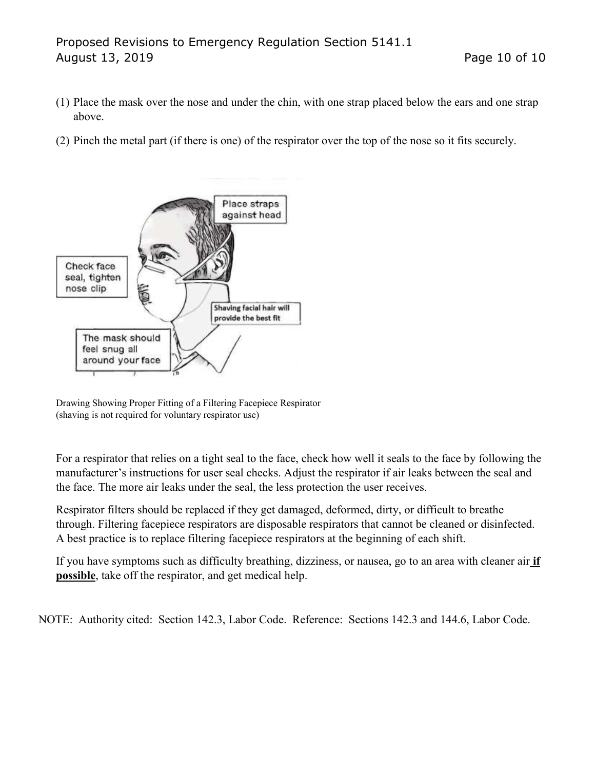(1) Place the mask over the nose and under the chin, with one strap placed below the ears and one strap above.

(2) Pinch the metal part (if there is one) of the respirator over the top of the nose so it fits securely.

Place straps against head

Check face seal, tighten nose clip

Shaving facial hair will provide the best fit

The mask should feel snug all around your face

Drawing Showing Proper Fitting of a Filtering Facepiece Respirator (shaving is not required for voluntary respirator use)

For a respirator that relies on a tight seal to the face, check how well it seals to the face by following the manufacturer's instructions for user seal checks. Adjust the respirator if air leaks between the seal and the face. The more air leaks under the seal, the less protection the user receives.

Respirator filters should be replaced if they get damaged, deformed, dirty, or difficult to breathe through. Filtering facepiece respirators are disposable respirators that cannot be cleaned or disinfected. A best practice is to replace filtering facepiece respirators at the beginning of each shift.

If you have symptoms such as difficulty breathing, dizziness, or nausea, go to an area with cleaner air **<u>if possible</u>**, take off the respirator, and get medical help.

NOTE: Authority cited: Section 142.3, Labor Code. Reference: Sections 142.3 and 144.6, Labor Code.